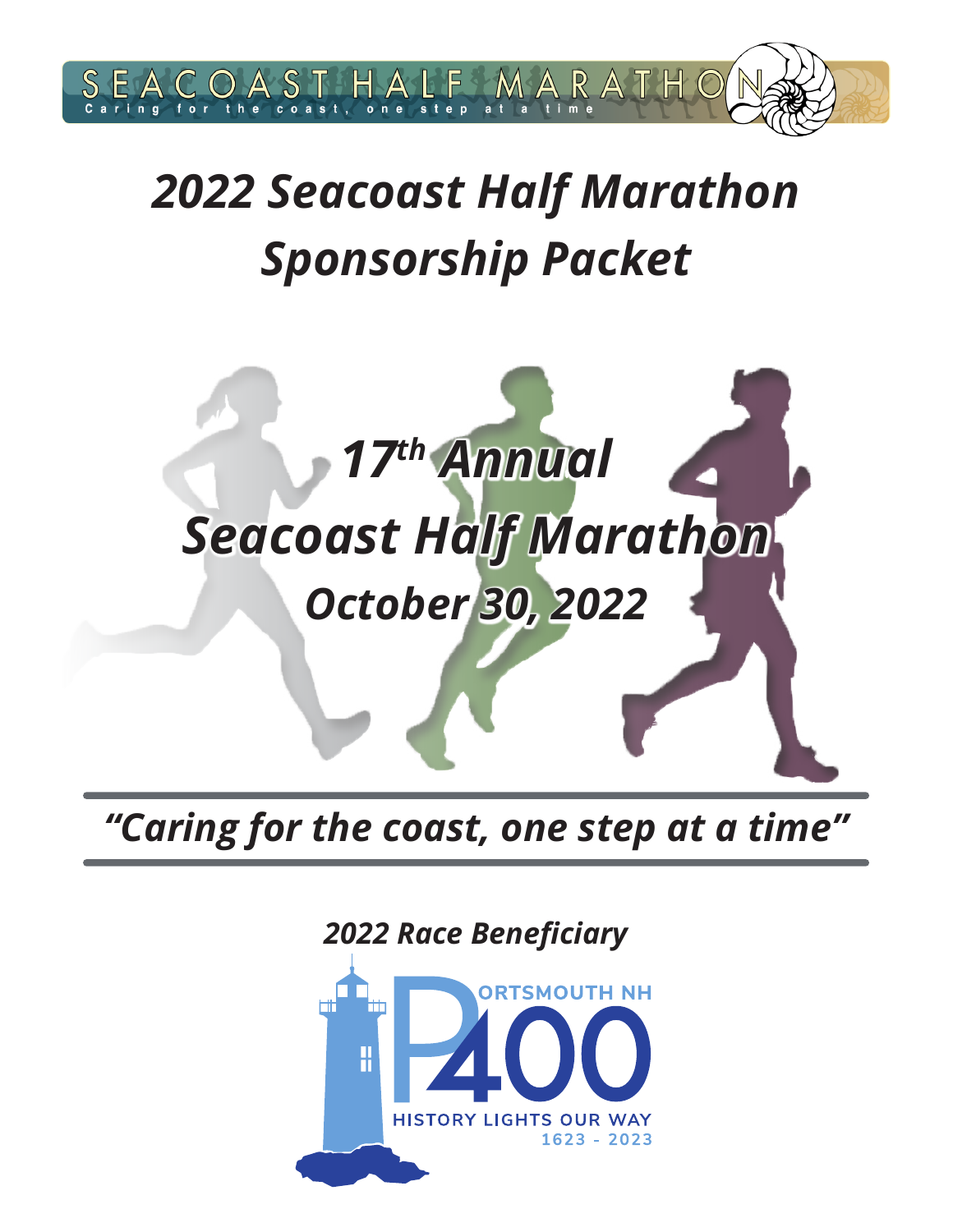SEACOAST HALF MARATHON
Caring for the coast, one step at a time

# *2022 Seacoast Half Marathon Sponsorship Packet*

## *17th Annual Seacoast Half Marathon*

### *October 30, 2022*

*"Caring for the coast, one step at a time"*

*2022 Race Beneficiary*

PORTSMOUTH NH 400
HISTORY LIGHTS OUR WAY
1623 - 2023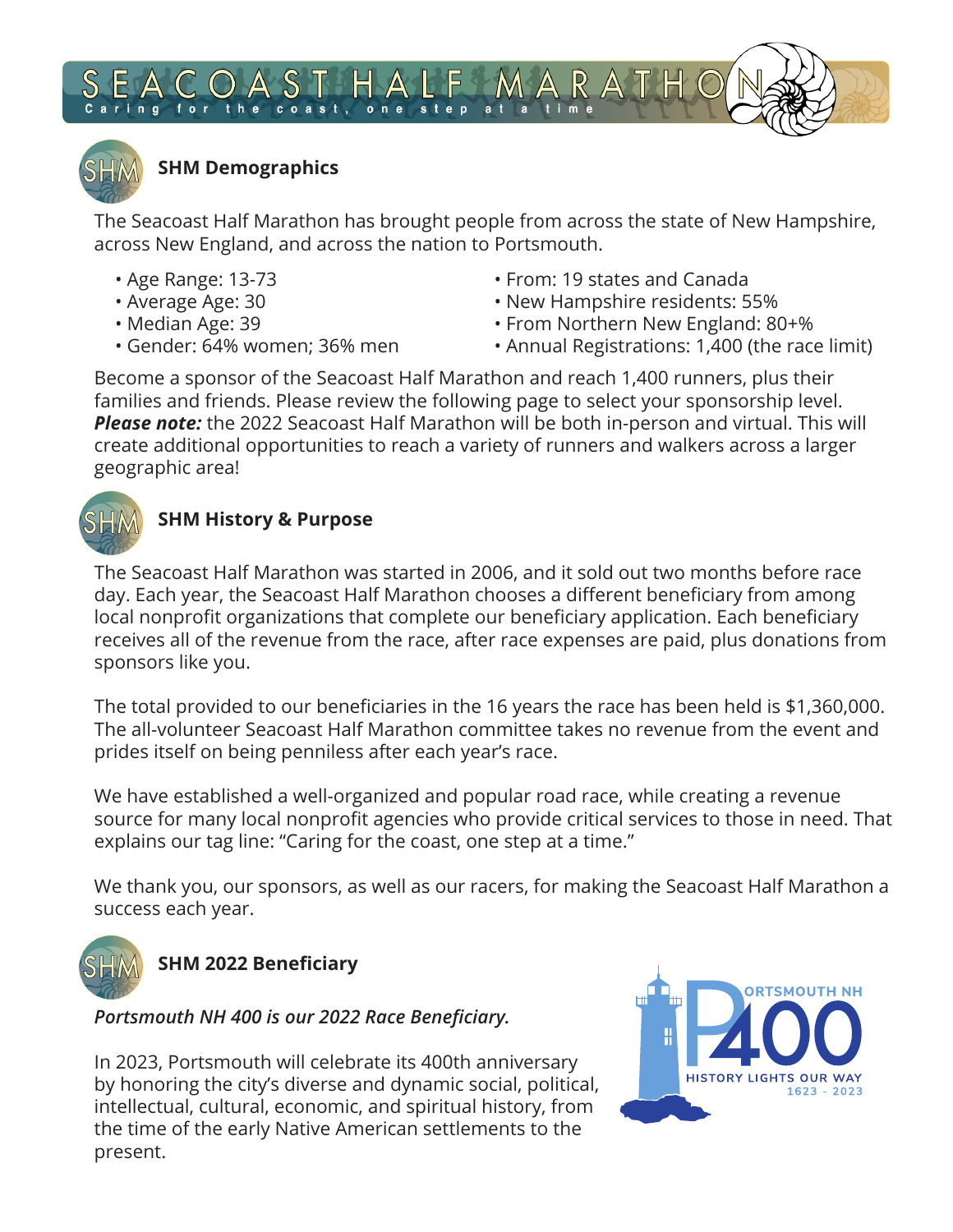# SEACOAST HALF MARATHON

Caring for the coast, one step at a time

## SHM Demographics

The Seacoast Half Marathon has brought people from across the state of New Hampshire, across New England, and across the nation to Portsmouth.

- Age Range: 13-73
- Average Age: 30
- Median Age: 39
- Gender: 64% women; 36% men
- From: 19 states and Canada
- New Hampshire residents: 55%
- From Northern New England: 80+%
- Annual Registrations: 1,400 (the race limit)

Become a sponsor of the Seacoast Half Marathon and reach 1,400 runners, plus their families and friends. Please review the following page to select your sponsorship level. ***Please note:*** the 2022 Seacoast Half Marathon will be both in-person and virtual. This will create additional opportunities to reach a variety of runners and walkers across a larger geographic area!

## SHM History & Purpose

The Seacoast Half Marathon was started in 2006, and it sold out two months before race day. Each year, the Seacoast Half Marathon chooses a different beneficiary from among local nonprofit organizations that complete our beneficiary application. Each beneficiary receives all of the revenue from the race, after race expenses are paid, plus donations from sponsors like you.

The total provided to our beneficiaries in the 16 years the race has been held is $1,360,000. The all-volunteer Seacoast Half Marathon committee takes no revenue from the event and prides itself on being penniless after each year's race.

We have established a well-organized and popular road race, while creating a revenue source for many local nonprofit agencies who provide critical services to those in need. That explains our tag line: "Caring for the coast, one step at a time."

We thank you, our sponsors, as well as our racers, for making the Seacoast Half Marathon a success each year.

## SHM 2022 Beneficiary

*Portsmouth NH 400 is our 2022 Race Beneficiary.*

In 2023, Portsmouth will celebrate its 400th anniversary by honoring the city's diverse and dynamic social, political, intellectual, cultural, economic, and spiritual history, from the time of the early Native American settlements to the present.

PORTSMOUTH NH 400
HISTORY LIGHTS OUR WAY
1623 - 2023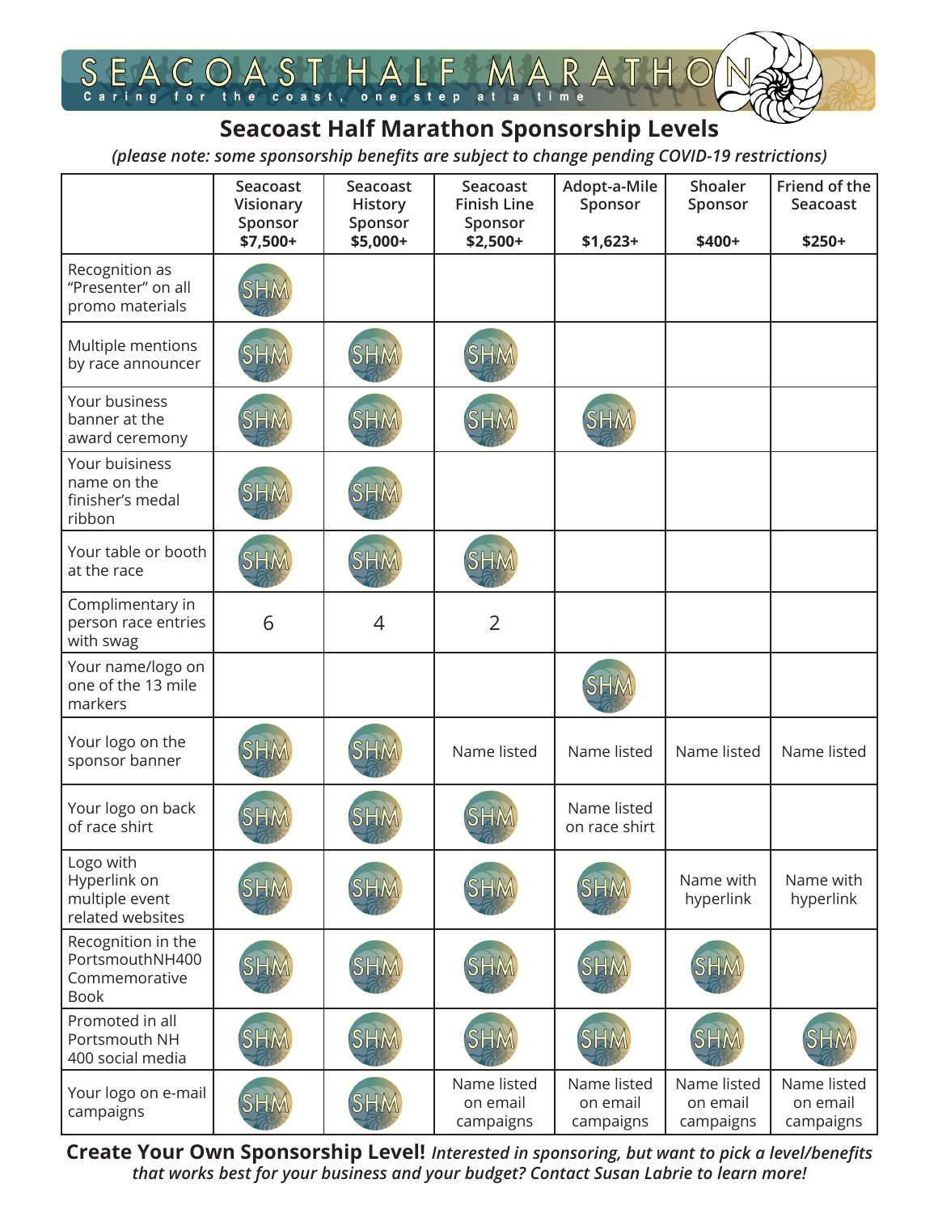SEACOAST HALF MARATHON

Caring for the coast, one step at a time

## Seacoast Half Marathon Sponsorship Levels

*(please note: some sponsorship benefits are subject to change pending COVID-19 restrictions)*

| | Seacoast Visionary Sponsor $7,500+ | Seacoast History Sponsor $5,000+ | Seacoast Finish Line Sponsor $2,500+ | Adopt-a-Mile Sponsor $1,623+ | Shoaler Sponsor $400+ | Friend of the Seacoast $250+ |
|---|---|---|---|---|---|---|
| Recognition as "Presenter" on all promo materials | SHM | | | | | |
| Multiple mentions by race announcer | SHM | SHM | SHM | | | |
| Your business banner at the award ceremony | SHM | SHM | SHM | SHM | | |
| Your business name on the finisher's medal ribbon | SHM | SHM | | | | |
| Your table or booth at the race | SHM | SHM | SHM | | | |
| Complimentary in person race entries with swag | 6 | 4 | 2 | | | |
| Your name/logo on one of the 13 mile markers | | | | SHM | | |
| Your logo on the sponsor banner | SHM | SHM | Name listed | Name listed | Name listed | Name listed |
| Your logo on back of race shirt | SHM | SHM | SHM | Name listed on race shirt | | |
| Logo with Hyperlink on multiple event related websites | SHM | SHM | SHM | SHM | Name with hyperlink | Name with hyperlink |
| Recognition in the PortsmouthNH400 Commemorative Book | SHM | SHM | SHM | SHM | SHM | |
| Promoted in all Portsmouth NH 400 social media | SHM | SHM | SHM | SHM | SHM | SHM |
| Your logo on e-mail campaigns | SHM | SHM | Name listed on email campaigns | Name listed on email campaigns | Name listed on email campaigns | Name listed on email campaigns |

**Create Your Own Sponsorship Level!** *Interested in sponsoring, but want to pick a level/benefits that works best for your business and your budget? Contact Susan Labrie to learn more!*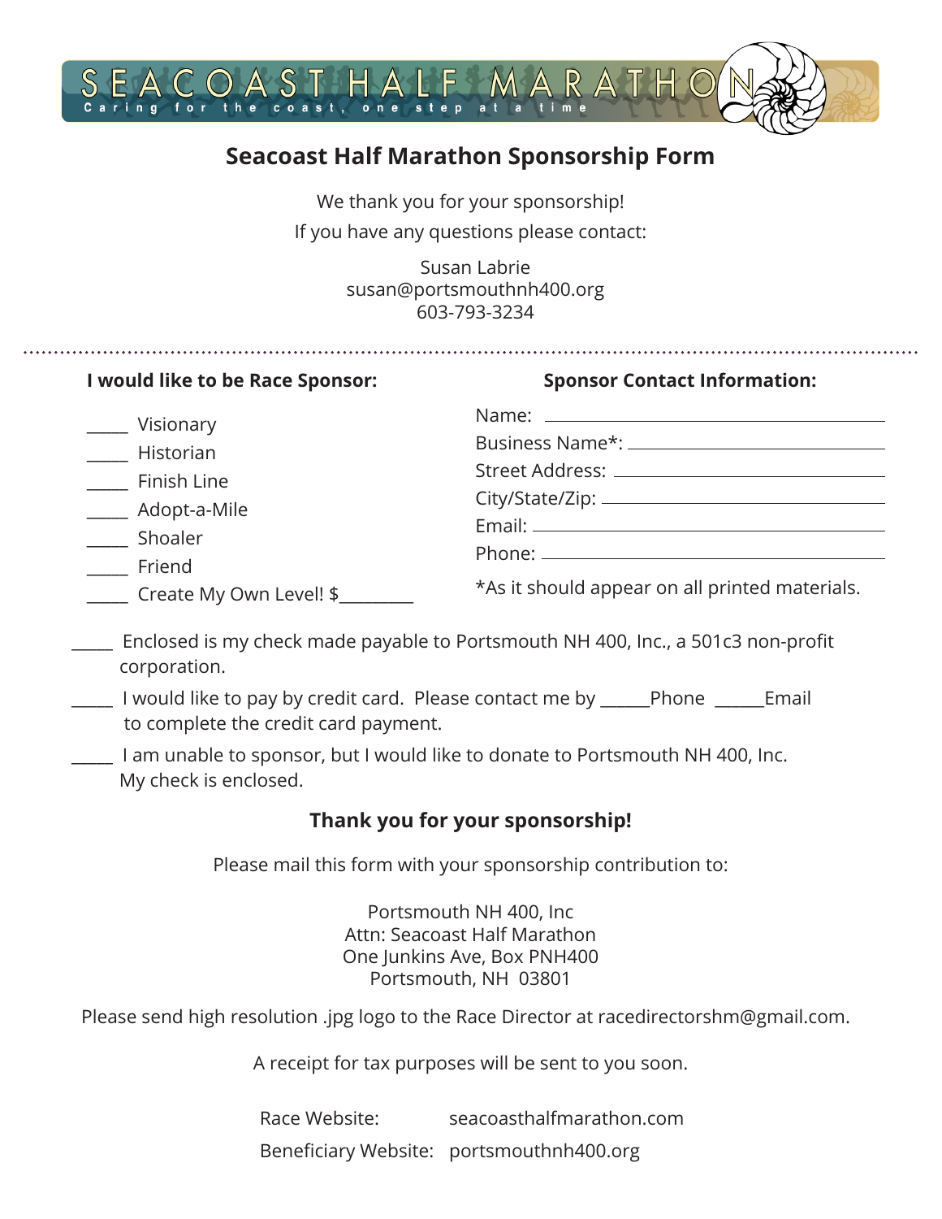SEACOAST HALF MARATHON
Caring for the coast, one step at a time

# Seacoast Half Marathon Sponsorship Form

We thank you for your sponsorship!

If you have any questions please contact:

Susan Labrie
susan@portsmouthnh400.org
603-793-3234

**I would like to be Race Sponsor:**

_____ Visionary
_____ Historian
_____ Finish Line
_____ Adopt-a-Mile
_____ Shoaler
_____ Friend
_____ Create My Own Level! $_________

**Sponsor Contact Information:**

Name: ________________________________
Business Name*: ________________________________
Street Address: ________________________________
City/State/Zip: ________________________________
Email: ________________________________
Phone: ________________________________

*As it should appear on all printed materials.

_____ Enclosed is my check made payable to Portsmouth NH 400, Inc., a 501c3 non-profit corporation.

_____ I would like to pay by credit card. Please contact me by ______Phone ______Email to complete the credit card payment.

_____ I am unable to sponsor, but I would like to donate to Portsmouth NH 400, Inc. My check is enclosed.

**Thank you for your sponsorship!**

Please mail this form with your sponsorship contribution to:

Portsmouth NH 400, Inc
Attn: Seacoast Half Marathon
One Junkins Ave, Box PNH400
Portsmouth, NH 03801

Please send high resolution .jpg logo to the Race Director at racedirectorshm@gmail.com.

A receipt for tax purposes will be sent to you soon.

Race Website: seacoasthalfmarathon.com
Beneficiary Website: portsmouthnh400.org